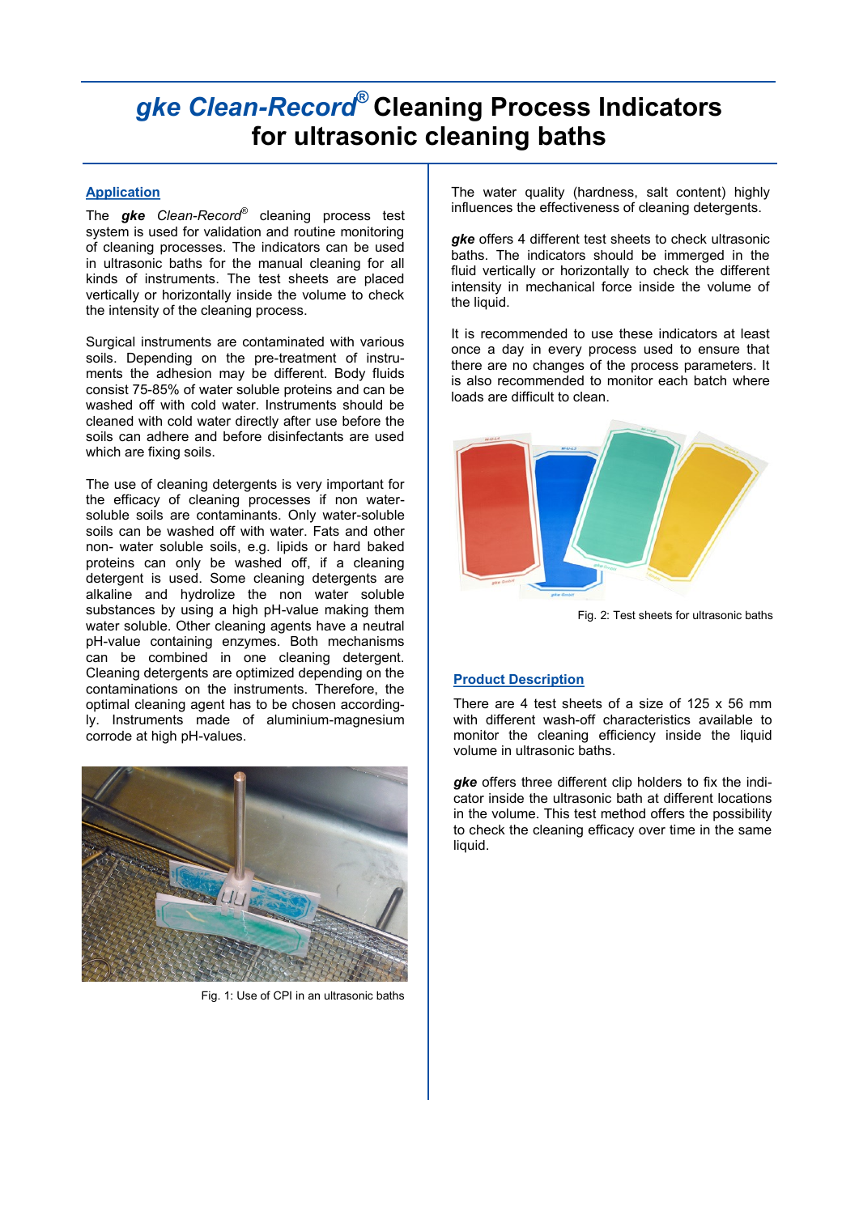# *gke Clean-Record®* Cleaning Process Indicators for ultrasonic cleaning baths

## Application

The ***gke*** *Clean-Record®* cleaning process test system is used for validation and routine monitoring of cleaning processes. The indicators can be used in ultrasonic baths for the manual cleaning for all kinds of instruments. The test sheets are placed vertically or horizontally inside the volume to check the intensity of the cleaning process.

Surgical instruments are contaminated with various soils. Depending on the pre-treatment of instruments the adhesion may be different. Body fluids consist 75-85% of water soluble proteins and can be washed off with cold water. Instruments should be cleaned with cold water directly after use before the soils can adhere and before disinfectants are used which are fixing soils.

The use of cleaning detergents is very important for the efficacy of cleaning processes if non water-soluble soils are contaminants. Only water-soluble soils can be washed off with water. Fats and other non- water soluble soils, e.g. lipids or hard baked proteins can only be washed off, if a cleaning detergent is used. Some cleaning detergents are alkaline and hydrolize the non water soluble substances by using a high pH-value making them water soluble. Other cleaning agents have a neutral pH-value containing enzymes. Both mechanisms can be combined in one cleaning detergent. Cleaning detergents are optimized depending on the contaminations on the instruments. Therefore, the optimal cleaning agent has to be chosen accordingly. Instruments made of aluminium-magnesium corrode at high pH-values.

Fig. 1: Use of CPI in an ultrasonic baths

The water quality (hardness, salt content) highly influences the effectiveness of cleaning detergents.

***gke*** offers 4 different test sheets to check ultrasonic baths. The indicators should be immerged in the fluid vertically or horizontally to check the different intensity in mechanical force inside the volume of the liquid.

It is recommended to use these indicators at least once a day in every process used to ensure that there are no changes of the process parameters. It is also recommended to monitor each batch where loads are difficult to clean.

Fig. 2: Test sheets for ultrasonic baths

## Product Description

There are 4 test sheets of a size of 125 x 56 mm with different wash-off characteristics available to monitor the cleaning efficiency inside the liquid volume in ultrasonic baths.

***gke*** offers three different clip holders to fix the indicator inside the ultrasonic bath at different locations in the volume. This test method offers the possibility to check the cleaning efficacy over time in the same liquid.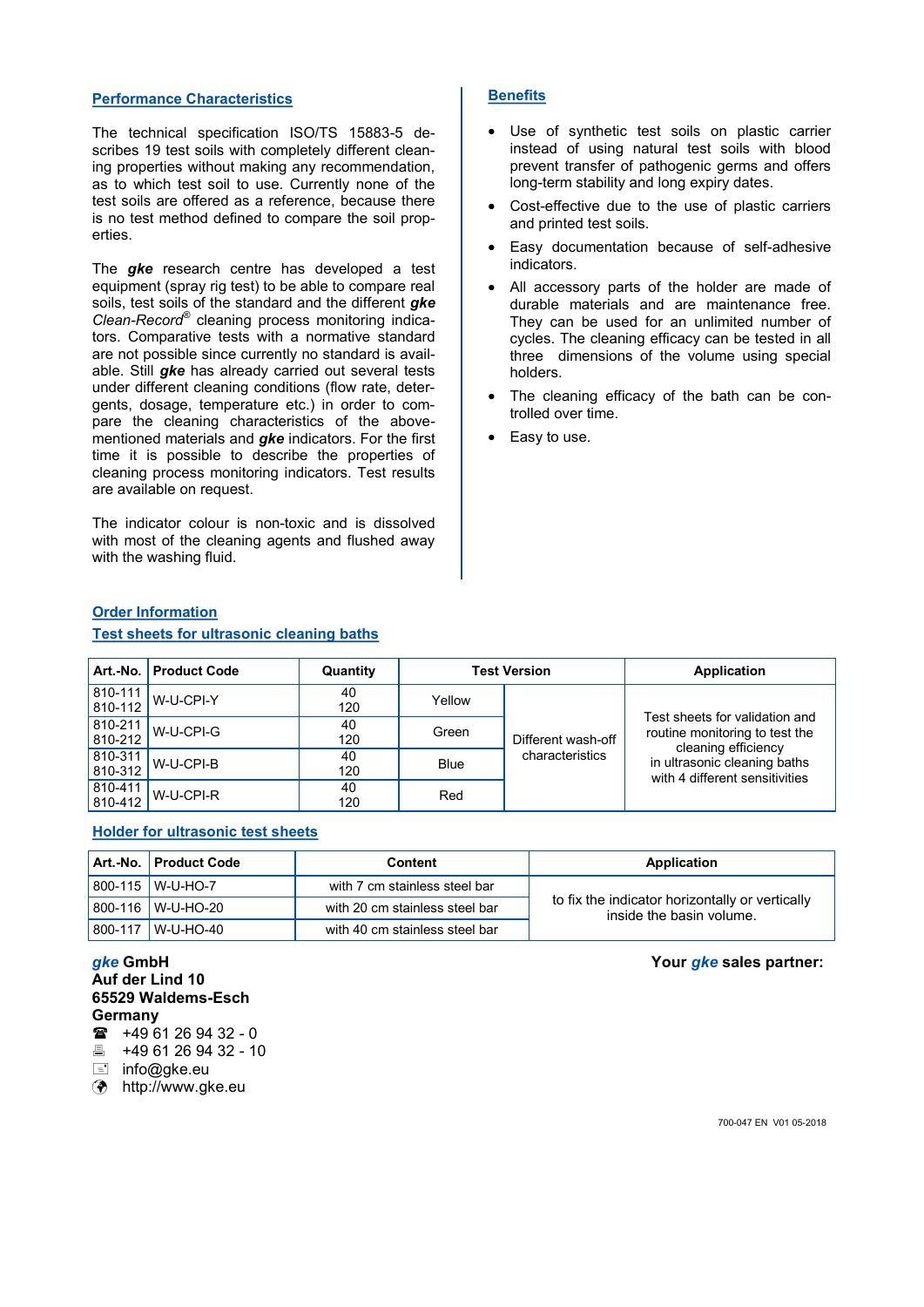## Performance Characteristics

The technical specification ISO/TS 15883-5 describes 19 test soils with completely different cleaning properties without making any recommendation, as to which test soil to use. Currently none of the test soils are offered as a reference, because there is no test method defined to compare the soil properties.

The ***gke*** research centre has developed a test equipment (spray rig test) to be able to compare real soils, test soils of the standard and the different ***gke*** *Clean-Record*® cleaning process monitoring indicators. Comparative tests with a normative standard are not possible since currently no standard is available. Still ***gke*** has already carried out several tests under different cleaning conditions (flow rate, detergents, dosage, temperature etc.) in order to compare the cleaning characteristics of the above-mentioned materials and ***gke*** indicators. For the first time it is possible to describe the properties of cleaning process monitoring indicators. Test results are available on request.

The indicator colour is non-toxic and is dissolved with most of the cleaning agents and flushed away with the washing fluid.

## Benefits

- Use of synthetic test soils on plastic carrier instead of using natural test soils with blood prevent transfer of pathogenic germs and offers long-term stability and long expiry dates.
- Cost-effective due to the use of plastic carriers and printed test soils.
- Easy documentation because of self-adhesive indicators.
- All accessory parts of the holder are made of durable materials and are maintenance free. They can be used for an unlimited number of cycles. The cleaning efficacy can be tested in all three dimensions of the volume using special holders.
- The cleaning efficacy of the bath can be controlled over time.
- Easy to use.

## Order Information

### Test sheets for ultrasonic cleaning baths

| Art.-No. | Product Code | Quantity | Test Version | | Application |
|---|---|---|---|---|---|
| 810-111<br>810-112 | W-U-CPI-Y | 40<br>120 | Yellow | Different wash-off characteristics | Test sheets for validation and routine monitoring to test the cleaning efficiency in ultrasonic cleaning baths with 4 different sensitivities |
| 810-211<br>810-212 | W-U-CPI-G | 40<br>120 | Green | | |
| 810-311<br>810-312 | W-U-CPI-B | 40<br>120 | Blue | | |
| 810-411<br>810-412 | W-U-CPI-R | 40<br>120 | Red | | |

### Holder for ultrasonic test sheets

| Art.-No. | Product Code | Content | Application |
|---|---|---|---|
| 800-115 | W-U-HO-7 | with 7 cm stainless steel bar | to fix the indicator horizontally or vertically inside the basin volume. |
| 800-116 | W-U-HO-20 | with 20 cm stainless steel bar | |
| 800-117 | W-U-HO-40 | with 40 cm stainless steel bar | |

***gke*** **GmbH**
**Auf der Lind 10**
**65529 Waldems-Esch**
**Germany**
☎ +49 61 26 94 32 - 0
🖷 +49 61 26 94 32 - 10
🖃 info@gke.eu
🌍 http://www.gke.eu

**Your *gke* sales partner:**

700-047 EN V01 05-2018